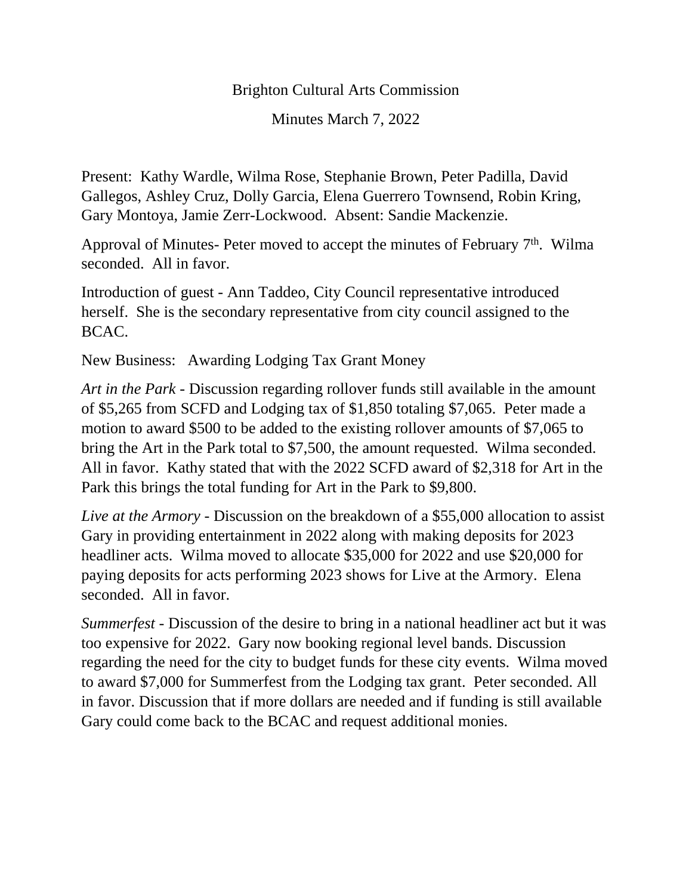# Brighton Cultural Arts Commission

## Minutes March 7, 2022

Present: Kathy Wardle, Wilma Rose, Stephanie Brown, Peter Padilla, David Gallegos, Ashley Cruz, Dolly Garcia, Elena Guerrero Townsend, Robin Kring, Gary Montoya, Jamie Zerr-Lockwood. Absent: Sandie Mackenzie.

Approval of Minutes- Peter moved to accept the minutes of February 7th. Wilma seconded. All in favor.

Introduction of guest - Ann Taddeo, City Council representative introduced herself. She is the secondary representative from city council assigned to the BCAC.

New Business: Awarding Lodging Tax Grant Money

*Art in the Park* - Discussion regarding rollover funds still available in the amount of $5,265 from SCFD and Lodging tax of $1,850 totaling $7,065. Peter made a motion to award $500 to be added to the existing rollover amounts of $7,065 to bring the Art in the Park total to $7,500, the amount requested. Wilma seconded. All in favor. Kathy stated that with the 2022 SCFD award of $2,318 for Art in the Park this brings the total funding for Art in the Park to $9,800.

*Live at the Armory* - Discussion on the breakdown of a $55,000 allocation to assist Gary in providing entertainment in 2022 along with making deposits for 2023 headliner acts. Wilma moved to allocate $35,000 for 2022 and use $20,000 for paying deposits for acts performing 2023 shows for Live at the Armory. Elena seconded. All in favor.

*Summerfest* - Discussion of the desire to bring in a national headliner act but it was too expensive for 2022. Gary now booking regional level bands. Discussion regarding the need for the city to budget funds for these city events. Wilma moved to award $7,000 for Summerfest from the Lodging tax grant. Peter seconded. All in favor. Discussion that if more dollars are needed and if funding is still available Gary could come back to the BCAC and request additional monies.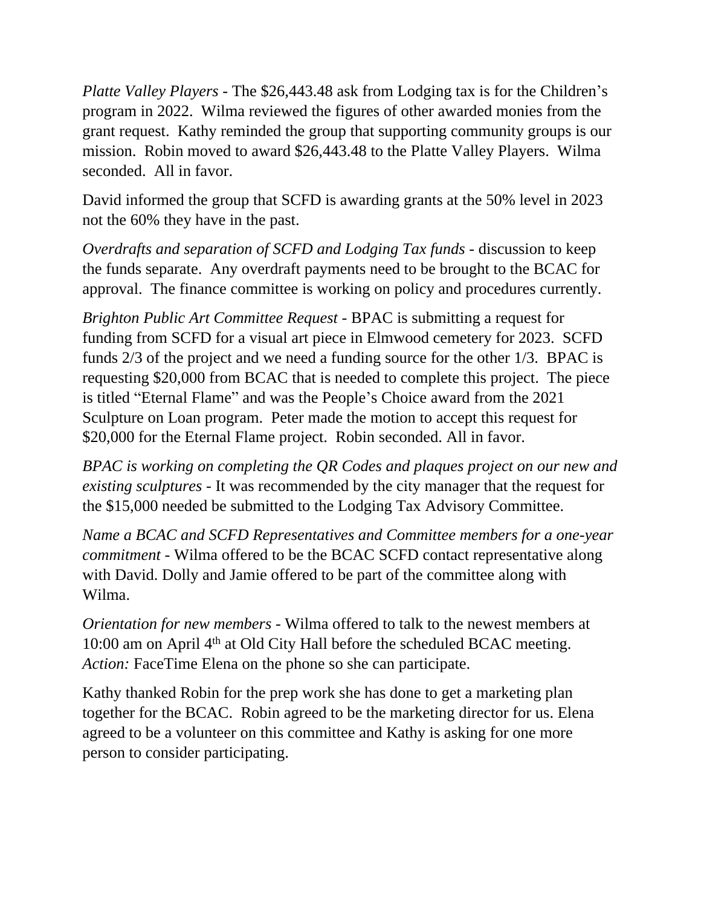*Platte Valley Players* - The $26,443.48 ask from Lodging tax is for the Children's program in 2022. Wilma reviewed the figures of other awarded monies from the grant request. Kathy reminded the group that supporting community groups is our mission. Robin moved to award $26,443.48 to the Platte Valley Players. Wilma seconded. All in favor.

David informed the group that SCFD is awarding grants at the 50% level in 2023 not the 60% they have in the past.

*Overdrafts and separation of SCFD and Lodging Tax funds* - discussion to keep the funds separate. Any overdraft payments need to be brought to the BCAC for approval. The finance committee is working on policy and procedures currently.

*Brighton Public Art Committee Request* - BPAC is submitting a request for funding from SCFD for a visual art piece in Elmwood cemetery for 2023. SCFD funds 2/3 of the project and we need a funding source for the other 1/3. BPAC is requesting $20,000 from BCAC that is needed to complete this project. The piece is titled "Eternal Flame" and was the People's Choice award from the 2021 Sculpture on Loan program. Peter made the motion to accept this request for $20,000 for the Eternal Flame project. Robin seconded. All in favor.

*BPAC is working on completing the QR Codes and plaques project on our new and existing sculptures* - It was recommended by the city manager that the request for the $15,000 needed be submitted to the Lodging Tax Advisory Committee.

*Name a BCAC and SCFD Representatives and Committee members for a one-year commitment* - Wilma offered to be the BCAC SCFD contact representative along with David. Dolly and Jamie offered to be part of the committee along with Wilma.

*Orientation for new members* - Wilma offered to talk to the newest members at 10:00 am on April 4th at Old City Hall before the scheduled BCAC meeting. *Action:* FaceTime Elena on the phone so she can participate.

Kathy thanked Robin for the prep work she has done to get a marketing plan together for the BCAC. Robin agreed to be the marketing director for us. Elena agreed to be a volunteer on this committee and Kathy is asking for one more person to consider participating.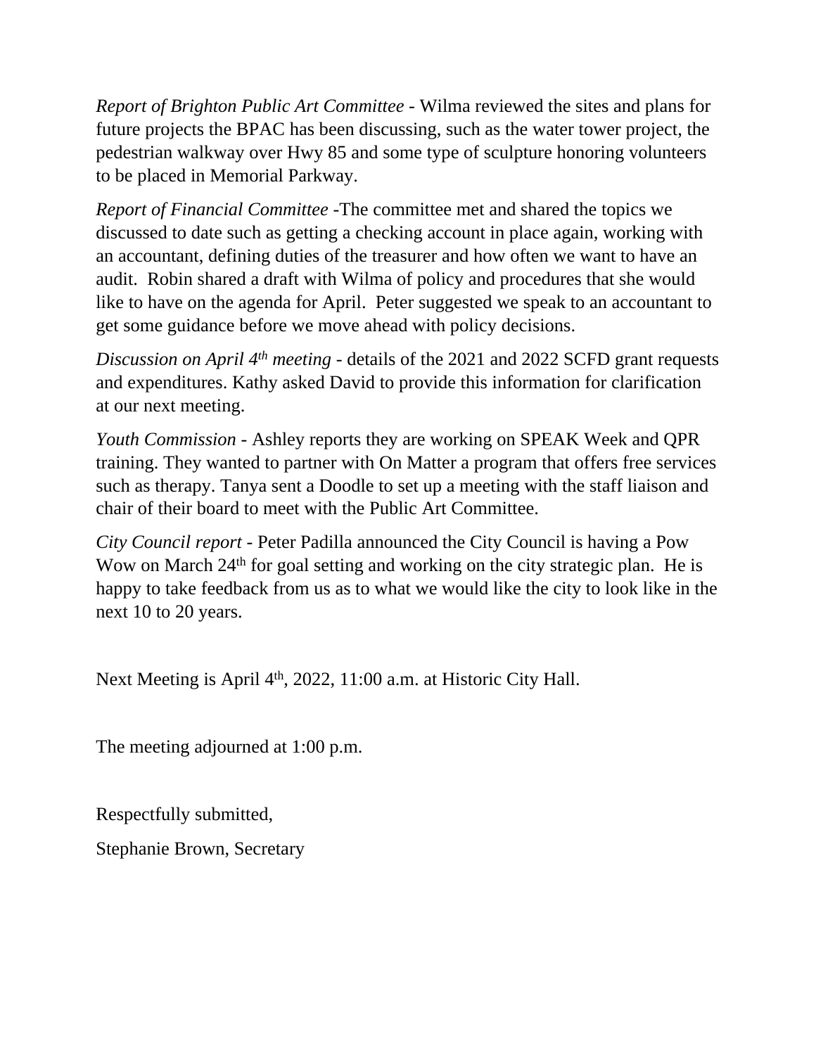*Report of Brighton Public Art Committee* - Wilma reviewed the sites and plans for future projects the BPAC has been discussing, such as the water tower project, the pedestrian walkway over Hwy 85 and some type of sculpture honoring volunteers to be placed in Memorial Parkway.

*Report of Financial Committee* -The committee met and shared the topics we discussed to date such as getting a checking account in place again, working with an accountant, defining duties of the treasurer and how often we want to have an audit. Robin shared a draft with Wilma of policy and procedures that she would like to have on the agenda for April. Peter suggested we speak to an accountant to get some guidance before we move ahead with policy decisions.

*Discussion on April 4th meeting* - details of the 2021 and 2022 SCFD grant requests and expenditures. Kathy asked David to provide this information for clarification at our next meeting.

*Youth Commission* - Ashley reports they are working on SPEAK Week and QPR training. They wanted to partner with On Matter a program that offers free services such as therapy. Tanya sent a Doodle to set up a meeting with the staff liaison and chair of their board to meet with the Public Art Committee.

*City Council report* - Peter Padilla announced the City Council is having a Pow Wow on March 24th for goal setting and working on the city strategic plan. He is happy to take feedback from us as to what we would like the city to look like in the next 10 to 20 years.

Next Meeting is April 4th, 2022, 11:00 a.m. at Historic City Hall.

The meeting adjourned at 1:00 p.m.

Respectfully submitted,

Stephanie Brown, Secretary